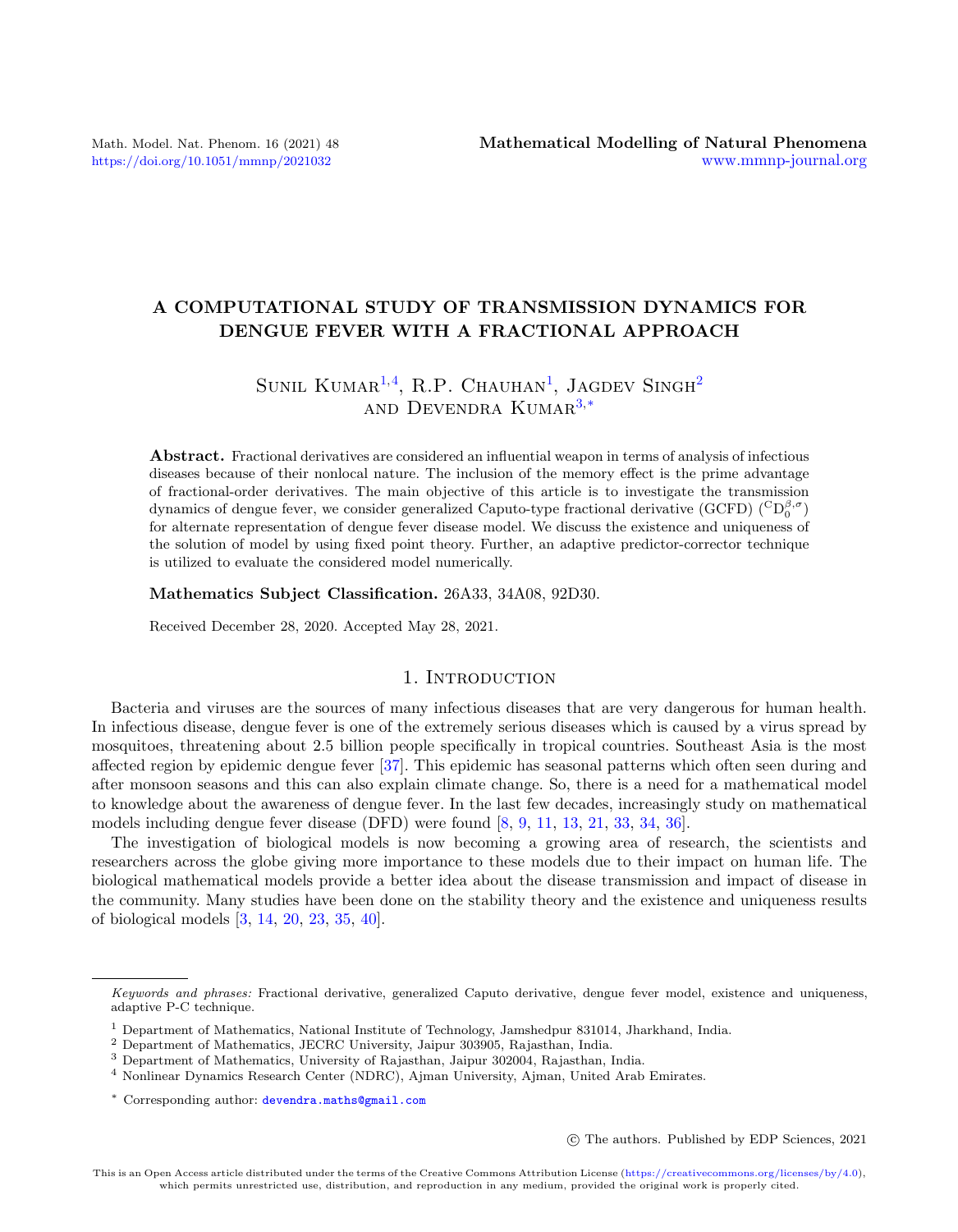# A COMPUTATIONAL STUDY OF TRANSMISSION DYNAMICS FOR DENGUE FEVER WITH A FRACTIONAL APPROACH

Sunil Kumar[1,4], R.P. Chauhan[1], Jagdev Singh[2] and Devendra Kumar[3,*]

**Abstract.** Fractional derivatives are considered an influential weapon in terms of analysis of infectious diseases because of their nonlocal nature. The inclusion of the memory effect is the prime advantage of fractional-order derivatives. The main objective of this article is to investigate the transmission dynamics of dengue fever, we consider generalized Caputo-type fractional derivative (GCFD) (${}^{C}\mathrm{D}_{0}^{\beta,\sigma}$) for alternate representation of dengue fever disease model. We discuss the existence and uniqueness of the solution of model by using fixed point theory. Further, an adaptive predictor-corrector technique is utilized to evaluate the considered model numerically.

**Mathematics Subject Classification.** 26A33, 34A08, 92D30.

Received December 28, 2020. Accepted May 28, 2021.

## 1. Introduction

Bacteria and viruses are the sources of many infectious diseases that are very dangerous for human health. In infectious disease, dengue fever is one of the extremely serious diseases which is caused by a virus spread by mosquitoes, threatening about 2.5 billion people specifically in tropical countries. Southeast Asia is the most affected region by epidemic dengue fever [37]. This epidemic has seasonal patterns which often seen during and after monsoon seasons and this can also explain climate change. So, there is a need for a mathematical model to knowledge about the awareness of dengue fever. In the last few decades, increasingly study on mathematical models including dengue fever disease (DFD) were found [8, 9, 11, 13, 21, 33, 34, 36].

The investigation of biological models is now becoming a growing area of research, the scientists and researchers across the globe giving more importance to these models due to their impact on human life. The biological mathematical models provide a better idea about the disease transmission and impact of disease in the community. Many studies have been done on the stability theory and the existence and uniqueness results of biological models [3, 14, 20, 23, 35, 40].

*Keywords and phrases:* Fractional derivative, generalized Caputo derivative, dengue fever model, existence and uniqueness, adaptive P-C technique.

[1] Department of Mathematics, National Institute of Technology, Jamshedpur 831014, Jharkhand, India.

[2] Department of Mathematics, JECRC University, Jaipur 303905, Rajasthan, India.

[3] Department of Mathematics, University of Rajasthan, Jaipur 302004, Rajasthan, India.

[4] Nonlinear Dynamics Research Center (NDRC), Ajman University, Ajman, United Arab Emirates.

[*] Corresponding author: devendra.maths@gmail.com

© The authors. Published by EDP Sciences, 2021

This is an Open Access article distributed under the terms of the Creative Commons Attribution License (https://creativecommons.org/licenses/by/4.0), which permits unrestricted use, distribution, and reproduction in any medium, provided the original work is properly cited.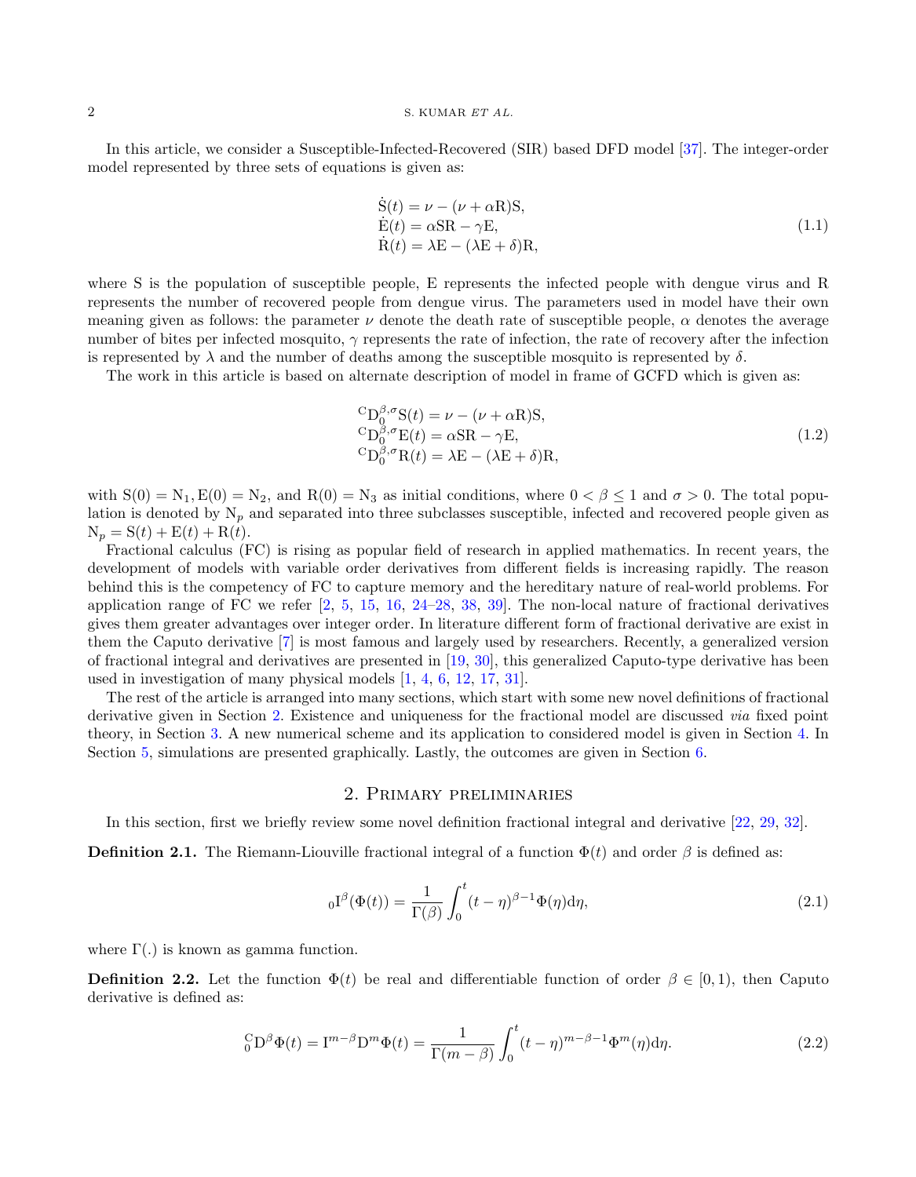In this article, we consider a Susceptible-Infected-Recovered (SIR) based DFD model [37]. The integer-order model represented by three sets of equations is given as:

$$
\begin{aligned}
\dot{\mathrm{S}}(t) &= \nu - (\nu + \alpha \mathrm{R})\mathrm{S}, \\
\dot{\mathrm{E}}(t) &= \alpha \mathrm{S}\mathrm{R} - \gamma \mathrm{E}, \\
\dot{\mathrm{R}}(t) &= \lambda \mathrm{E} - (\lambda \mathrm{E} + \delta)\mathrm{R},
\end{aligned}
\tag{1.1}
$$

where S is the population of susceptible people, E represents the infected people with dengue virus and R represents the number of recovered people from dengue virus. The parameters used in model have their own meaning given as follows: the parameter $\nu$ denote the death rate of susceptible people, $\alpha$ denotes the average number of bites per infected mosquito, $\gamma$ represents the rate of infection, the rate of recovery after the infection is represented by $\lambda$ and the number of deaths among the susceptible mosquito is represented by $\delta$.

The work in this article is based on alternate description of model in frame of GCFD which is given as:

$$
\begin{aligned}
{}^{\mathrm{C}}\mathrm{D}_0^{\beta,\sigma}\mathrm{S}(t) &= \nu - (\nu + \alpha \mathrm{R})\mathrm{S}, \\
{}^{\mathrm{C}}\mathrm{D}_0^{\beta,\sigma}\mathrm{E}(t) &= \alpha \mathrm{S}\mathrm{R} - \gamma \mathrm{E}, \\
{}^{\mathrm{C}}\mathrm{D}_0^{\beta,\sigma}\mathrm{R}(t) &= \lambda \mathrm{E} - (\lambda \mathrm{E} + \delta)\mathrm{R},
\end{aligned}
\tag{1.2}
$$

with $\mathrm{S}(0) = \mathrm{N}_1, \mathrm{E}(0) = \mathrm{N}_2$, and $\mathrm{R}(0) = \mathrm{N}_3$ as initial conditions, where $0 < \beta \leq 1$ and $\sigma > 0$. The total population is denoted by $\mathrm{N}_p$ and separated into three subclasses susceptible, infected and recovered people given as $\mathrm{N}_p = \mathrm{S}(t) + \mathrm{E}(t) + \mathrm{R}(t)$.

Fractional calculus (FC) is rising as popular field of research in applied mathematics. In recent years, the development of models with variable order derivatives from different fields is increasing rapidly. The reason behind this is the competency of FC to capture memory and the hereditary nature of real-world problems. For application range of FC we refer [2, 5, 15, 16, 24–28, 38, 39]. The non-local nature of fractional derivatives gives them greater advantages over integer order. In literature different form of fractional derivative are exist in them the Caputo derivative [7] is most famous and largely used by researchers. Recently, a generalized version of fractional integral and derivatives are presented in [19, 30], this generalized Caputo-type derivative has been used in investigation of many physical models [1, 4, 6, 12, 17, 31].

The rest of the article is arranged into many sections, which start with some new novel definitions of fractional derivative given in Section 2. Existence and uniqueness for the fractional model are discussed *via* fixed point theory, in Section 3. A new numerical scheme and its application to considered model is given in Section 4. In Section 5, simulations are presented graphically. Lastly, the outcomes are given in Section 6.

## 2. Primary preliminaries

In this section, first we briefly review some novel definition fractional integral and derivative [22, 29, 32].

**Definition 2.1.** The Riemann-Liouville fractional integral of a function $\Phi(t)$ and order $\beta$ is defined as:

$$
{}_0\mathrm{I}^{\beta}(\Phi(t)) = \frac{1}{\Gamma(\beta)} \int_0^t (t-\eta)^{\beta-1}\Phi(\eta)\mathrm{d}\eta,
\tag{2.1}
$$

where $\Gamma(.)$ is known as gamma function.

**Definition 2.2.** Let the function $\Phi(t)$ be real and differentiable function of order $\beta \in [0, 1)$, then Caputo derivative is defined as:

$$
{}_0^{\mathrm{C}}\mathrm{D}^{\beta}\Phi(t) = \mathrm{I}^{m-\beta}\mathrm{D}^m\Phi(t) = \frac{1}{\Gamma(m-\beta)} \int_0^t (t-\eta)^{m-\beta-1}\Phi^m(\eta)\mathrm{d}\eta.
\tag{2.2}
$$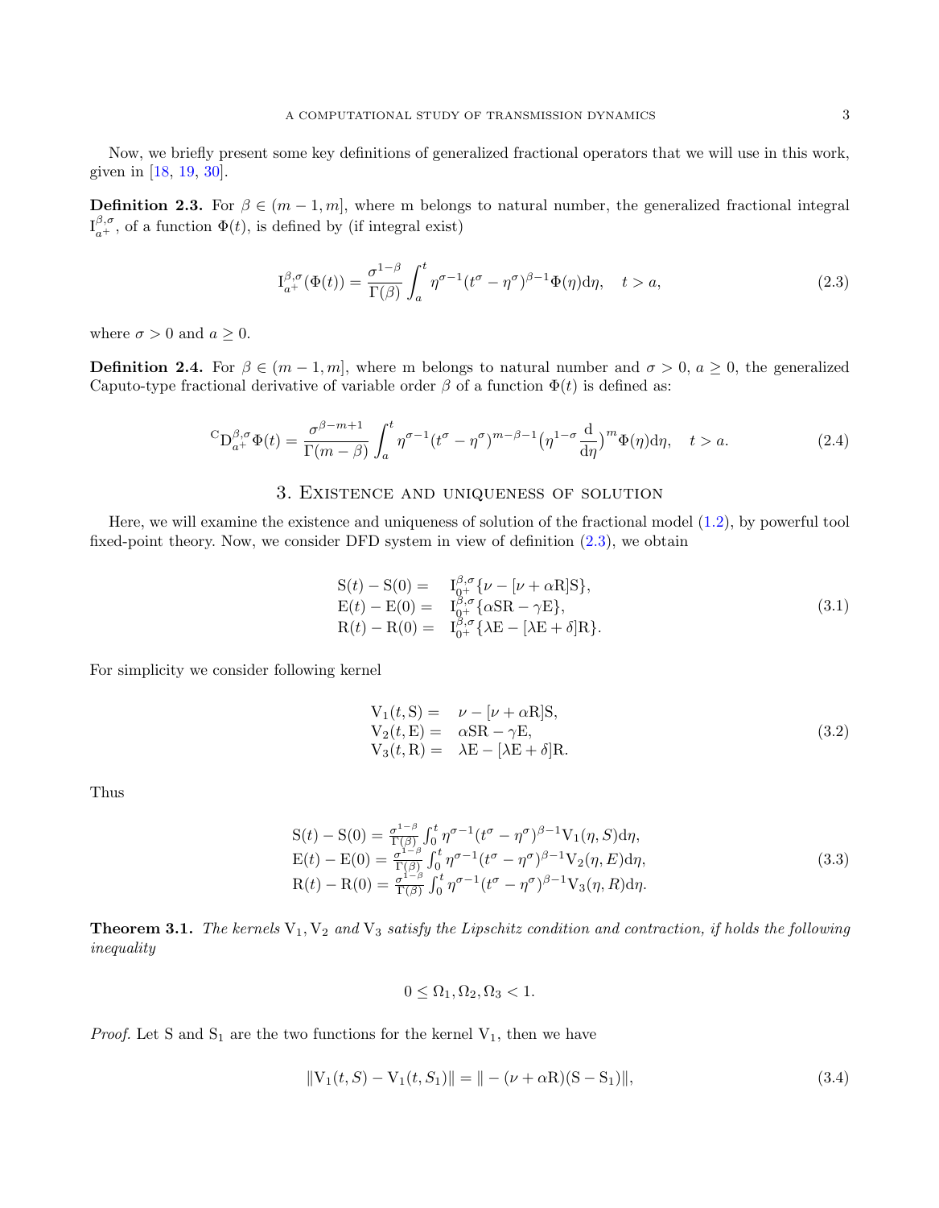Now, we briefly present some key definitions of generalized fractional operators that we will use in this work, given in [18, 19, 30].

**Definition 2.3.** For $\beta \in (m-1, m]$, where m belongs to natural number, the generalized fractional integral $\mathrm{I}_{a^+}^{\beta,\sigma}$, of a function $\Phi(t)$, is defined by (if integral exist)

$$\mathrm{I}_{a^+}^{\beta,\sigma}(\Phi(t)) = \frac{\sigma^{1-\beta}}{\Gamma(\beta)} \int_a^t \eta^{\sigma-1}(t^\sigma - \eta^\sigma)^{\beta-1} \Phi(\eta) \mathrm{d}\eta, \quad t > a, \tag{2.3}$$

where $\sigma > 0$ and $a \geq 0$.

**Definition 2.4.** For $\beta \in (m-1, m]$, where m belongs to natural number and $\sigma > 0$, $a \geq 0$, the generalized Caputo-type fractional derivative of variable order $\beta$ of a function $\Phi(t)$ is defined as:

$${}^{\mathrm{C}}\mathrm{D}_{a^+}^{\beta,\sigma}\Phi(t) = \frac{\sigma^{\beta-m+1}}{\Gamma(m-\beta)} \int_a^t \eta^{\sigma-1}(t^\sigma - \eta^\sigma)^{m-\beta-1} \big(\eta^{1-\sigma}\frac{\mathrm{d}}{\mathrm{d}\eta}\big)^m \Phi(\eta) \mathrm{d}\eta, \quad t > a. \tag{2.4}$$

## 3. Existence and uniqueness of solution

Here, we will examine the existence and uniqueness of solution of the fractional model (1.2), by powerful tool fixed-point theory. Now, we consider DFD system in view of definition (2.3), we obtain

$$\begin{aligned}
\mathrm{S}(t) - \mathrm{S}(0) &= \mathrm{I}_{0^+}^{\beta,\sigma}\{\nu - [\nu + \alpha\mathrm{R}]\mathrm{S}\}, \\
\mathrm{E}(t) - \mathrm{E}(0) &= \mathrm{I}_{0^+}^{\beta,\sigma}\{\alpha\mathrm{S}\mathrm{R} - \gamma\mathrm{E}\}, \\
\mathrm{R}(t) - \mathrm{R}(0) &= \mathrm{I}_{0^+}^{\beta,\sigma}\{\lambda\mathrm{E} - [\lambda\mathrm{E} + \delta]\mathrm{R}\}.
\end{aligned} \tag{3.1}$$

For simplicity we consider following kernel

$$\begin{aligned}
\mathrm{V}_1(t, \mathrm{S}) &= \nu - [\nu + \alpha\mathrm{R}]\mathrm{S}, \\
\mathrm{V}_2(t, \mathrm{E}) &= \alpha\mathrm{S}\mathrm{R} - \gamma\mathrm{E}, \\
\mathrm{V}_3(t, \mathrm{R}) &= \lambda\mathrm{E} - [\lambda\mathrm{E} + \delta]\mathrm{R}.
\end{aligned} \tag{3.2}$$

Thus

$$\begin{aligned}
\mathrm{S}(t) - \mathrm{S}(0) &= \tfrac{\sigma^{1-\beta}}{\Gamma(\beta)} \textstyle\int_0^t \eta^{\sigma-1}(t^\sigma - \eta^\sigma)^{\beta-1} \mathrm{V}_1(\eta, S) \mathrm{d}\eta, \\
\mathrm{E}(t) - \mathrm{E}(0) &= \tfrac{\sigma^{1-\beta}}{\Gamma(\beta)} \textstyle\int_0^t \eta^{\sigma-1}(t^\sigma - \eta^\sigma)^{\beta-1} \mathrm{V}_2(\eta, E) \mathrm{d}\eta, \\
\mathrm{R}(t) - \mathrm{R}(0) &= \tfrac{\sigma^{1-\beta}}{\Gamma(\beta)} \textstyle\int_0^t \eta^{\sigma-1}(t^\sigma - \eta^\sigma)^{\beta-1} \mathrm{V}_3(\eta, R) \mathrm{d}\eta.
\end{aligned} \tag{3.3}$$

**Theorem 3.1.** *The kernels* $\mathrm{V}_1, \mathrm{V}_2$ *and* $\mathrm{V}_3$ *satisfy the Lipschitz condition and contraction, if holds the following inequality*

$$0 \leq \Omega_1, \Omega_2, \Omega_3 < 1.$$

*Proof.* Let S and $\mathrm{S}_1$ are the two functions for the kernel $\mathrm{V}_1$, then we have

$$\|\mathrm{V}_1(t, S) - \mathrm{V}_1(t, S_1)\| = \| - (\nu + \alpha\mathrm{R})(\mathrm{S} - \mathrm{S}_1)\|, \tag{3.4}$$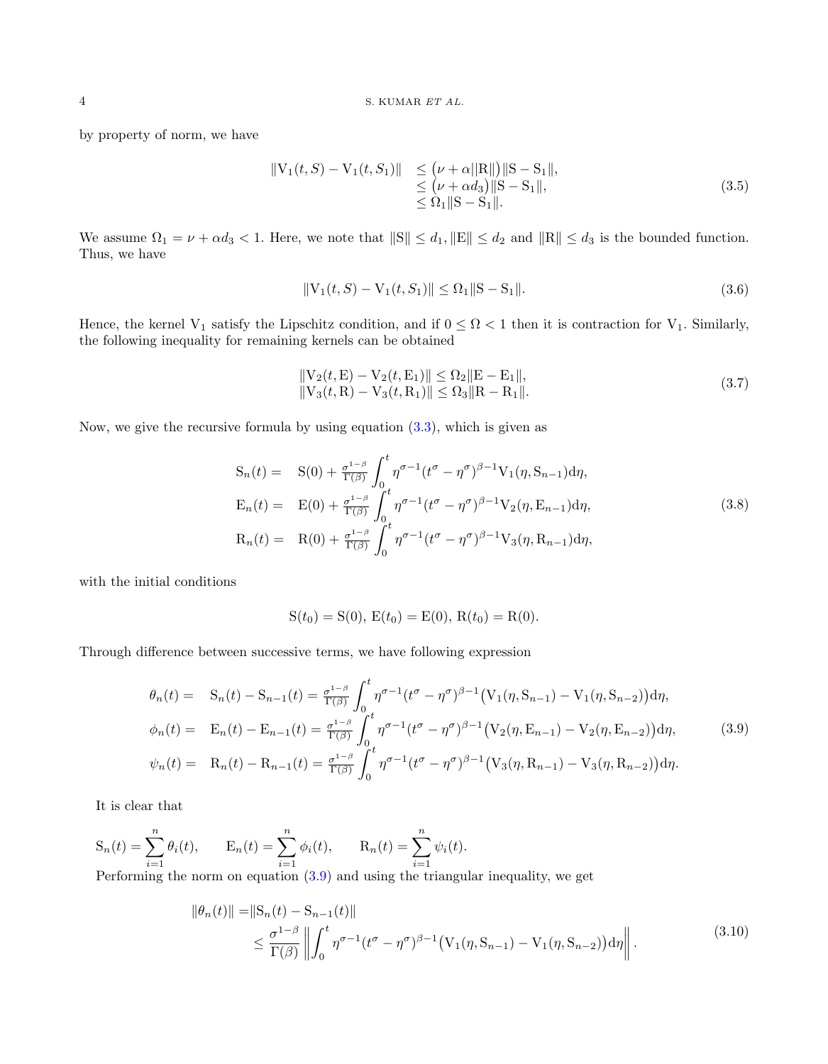by property of norm, we have

$$
\begin{aligned}
\|\mathrm{V}_1(t,S)-\mathrm{V}_1(t,S_1)\| &\leq \big(\nu+\alpha\|\mathrm{R}\|\big)\|\mathrm{S}-\mathrm{S}_1\|,\\
&\leq \big(\nu+\alpha d_3\big)\|\mathrm{S}-\mathrm{S}_1\|,\\
&\leq \Omega_1\|\mathrm{S}-\mathrm{S}_1\|.
\end{aligned}
\tag{3.5}
$$

We assume $\Omega_1=\nu+\alpha d_3<1$. Here, we note that $\|\mathrm{S}\|\leq d_1, \|\mathrm{E}\|\leq d_2$ and $\|\mathrm{R}\|\leq d_3$ is the bounded function. Thus, we have

$$
\|\mathrm{V}_1(t,S)-\mathrm{V}_1(t,S_1)\|\leq \Omega_1\|\mathrm{S}-\mathrm{S}_1\|. \tag{3.6}
$$

Hence, the kernel $\mathrm{V}_1$ satisfy the Lipschitz condition, and if $0\leq\Omega<1$ then it is contraction for $\mathrm{V}_1$. Similarly, the following inequality for remaining kernels can be obtained

$$
\begin{aligned}
&\|\mathrm{V}_2(t,\mathrm{E})-\mathrm{V}_2(t,\mathrm{E}_1)\|\leq \Omega_2\|\mathrm{E}-\mathrm{E}_1\|,\\
&\|\mathrm{V}_3(t,\mathrm{R})-\mathrm{V}_3(t,\mathrm{R}_1)\|\leq \Omega_3\|\mathrm{R}-\mathrm{R}_1\|.
\end{aligned}
\tag{3.7}
$$

Now, we give the recursive formula by using equation (3.3), which is given as

$$
\begin{aligned}
\mathrm{S}_n(t)=&\quad \mathrm{S}(0)+\tfrac{\sigma^{1-\beta}}{\Gamma(\beta)}\int_0^t \eta^{\sigma-1}(t^\sigma-\eta^\sigma)^{\beta-1}\mathrm{V}_1(\eta,\mathrm{S}_{n-1})\mathrm{d}\eta,\\
\mathrm{E}_n(t)=&\quad \mathrm{E}(0)+\tfrac{\sigma^{1-\beta}}{\Gamma(\beta)}\int_0^t \eta^{\sigma-1}(t^\sigma-\eta^\sigma)^{\beta-1}\mathrm{V}_2(\eta,\mathrm{E}_{n-1})\mathrm{d}\eta,\\
\mathrm{R}_n(t)=&\quad \mathrm{R}(0)+\tfrac{\sigma^{1-\beta}}{\Gamma(\beta)}\int_0^t \eta^{\sigma-1}(t^\sigma-\eta^\sigma)^{\beta-1}\mathrm{V}_3(\eta,\mathrm{R}_{n-1})\mathrm{d}\eta,
\end{aligned}
\tag{3.8}
$$

with the initial conditions

$$
\mathrm{S}(t_0)=\mathrm{S}(0),\ \mathrm{E}(t_0)=\mathrm{E}(0),\ \mathrm{R}(t_0)=\mathrm{R}(0).
$$

Through difference between successive terms, we have following expression

$$
\begin{aligned}
\theta_n(t)=&\quad \mathrm{S}_n(t)-\mathrm{S}_{n-1}(t)=\tfrac{\sigma^{1-\beta}}{\Gamma(\beta)}\int_0^t \eta^{\sigma-1}(t^\sigma-\eta^\sigma)^{\beta-1}\big(\mathrm{V}_1(\eta,\mathrm{S}_{n-1})-\mathrm{V}_1(\eta,\mathrm{S}_{n-2})\big)\mathrm{d}\eta,\\
\phi_n(t)=&\quad \mathrm{E}_n(t)-\mathrm{E}_{n-1}(t)=\tfrac{\sigma^{1-\beta}}{\Gamma(\beta)}\int_0^t \eta^{\sigma-1}(t^\sigma-\eta^\sigma)^{\beta-1}\big(\mathrm{V}_2(\eta,\mathrm{E}_{n-1})-\mathrm{V}_2(\eta,\mathrm{E}_{n-2})\big)\mathrm{d}\eta,\\
\psi_n(t)=&\quad \mathrm{R}_n(t)-\mathrm{R}_{n-1}(t)=\tfrac{\sigma^{1-\beta}}{\Gamma(\beta)}\int_0^t \eta^{\sigma-1}(t^\sigma-\eta^\sigma)^{\beta-1}\big(\mathrm{V}_3(\eta,\mathrm{R}_{n-1})-\mathrm{V}_3(\eta,\mathrm{R}_{n-2})\big)\mathrm{d}\eta.
\end{aligned}
\tag{3.9}
$$

It is clear that

$$
\mathrm{S}_n(t)=\sum_{i=1}^{n}\theta_i(t),\qquad \mathrm{E}_n(t)=\sum_{i=1}^{n}\phi_i(t),\qquad \mathrm{R}_n(t)=\sum_{i=1}^{n}\psi_i(t).
$$

Performing the norm on equation (3.9) and using the triangular inequality, we get

$$
\begin{aligned}
\|\theta_n(t)\| =&\|\mathrm{S}_n(t)-\mathrm{S}_{n-1}(t)\|\\
&\leq \frac{\sigma^{1-\beta}}{\Gamma(\beta)}\left\|\int_0^t \eta^{\sigma-1}(t^\sigma-\eta^\sigma)^{\beta-1}\big(\mathrm{V}_1(\eta,\mathrm{S}_{n-1})-\mathrm{V}_1(\eta,\mathrm{S}_{n-2})\big)\mathrm{d}\eta\right\|.
\end{aligned}
\tag{3.10}
$$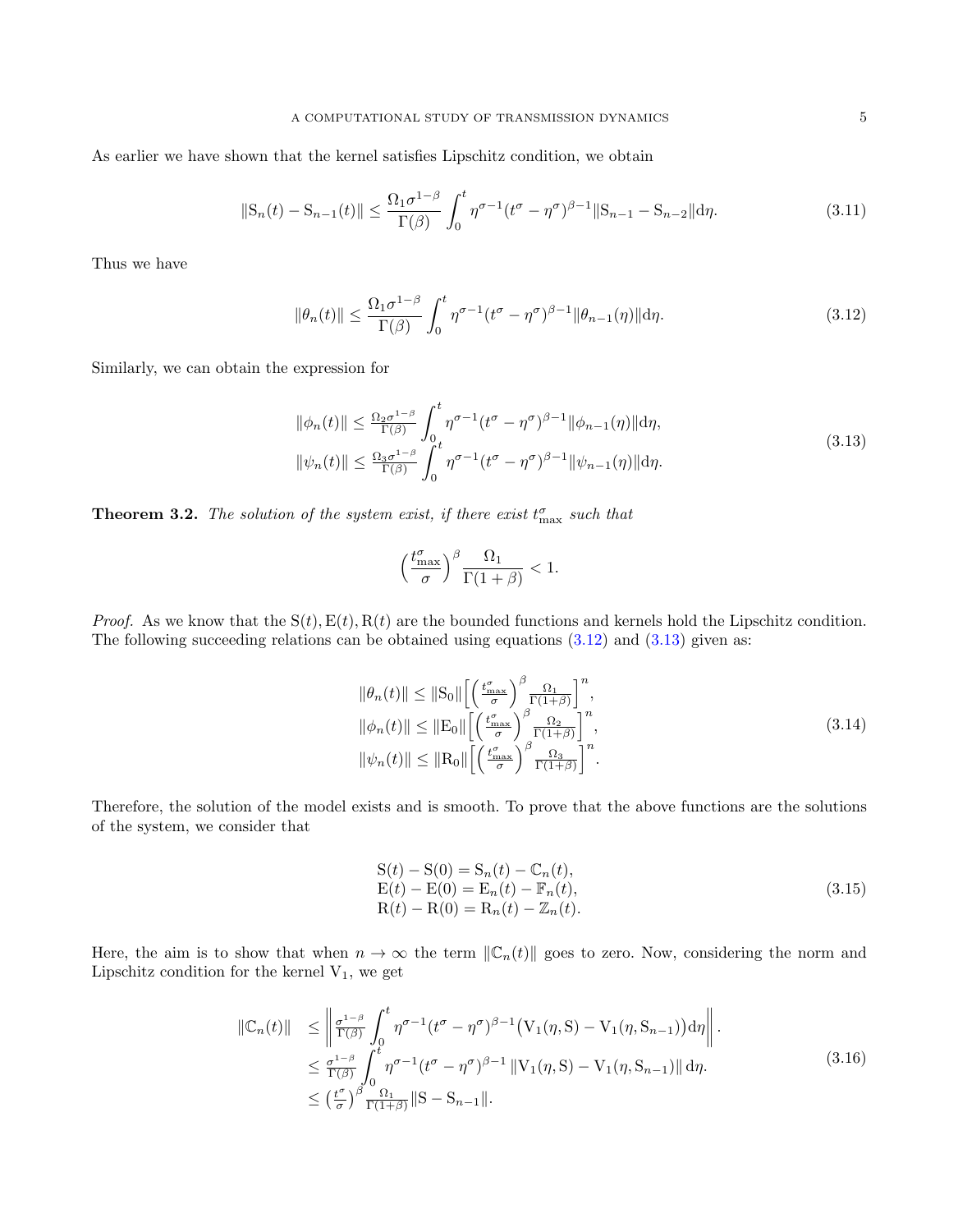As earlier we have shown that the kernel satisfies Lipschitz condition, we obtain

$$\|\mathrm{S}_n(t) - \mathrm{S}_{n-1}(t)\| \leq \frac{\Omega_1 \sigma^{1-\beta}}{\Gamma(\beta)} \int_0^t \eta^{\sigma-1}(t^\sigma - \eta^\sigma)^{\beta-1} \|\mathrm{S}_{n-1} - \mathrm{S}_{n-2}\| \mathrm{d}\eta. \tag{3.11}$$

Thus we have

$$\|\theta_n(t)\| \leq \frac{\Omega_1 \sigma^{1-\beta}}{\Gamma(\beta)} \int_0^t \eta^{\sigma-1}(t^\sigma - \eta^\sigma)^{\beta-1} \|\theta_{n-1}(\eta)\| \mathrm{d}\eta. \tag{3.12}$$

Similarly, we can obtain the expression for

$$\begin{aligned}
\|\phi_n(t)\| &\leq \tfrac{\Omega_2 \sigma^{1-\beta}}{\Gamma(\beta)} \int_0^t \eta^{\sigma-1}(t^\sigma - \eta^\sigma)^{\beta-1} \|\phi_{n-1}(\eta)\| \mathrm{d}\eta, \\
\|\psi_n(t)\| &\leq \tfrac{\Omega_3 \sigma^{1-\beta}}{\Gamma(\beta)} \int_0^t \eta^{\sigma-1}(t^\sigma - \eta^\sigma)^{\beta-1} \|\psi_{n-1}(\eta)\| \mathrm{d}\eta.
\end{aligned} \tag{3.13}$$

**Theorem 3.2.** *The solution of the system exist, if there exist $t_{\max}^\sigma$ such that*

$$\Big(\frac{t_{\max}^\sigma}{\sigma}\Big)^\beta \frac{\Omega_1}{\Gamma(1+\beta)} < 1.$$

*Proof.* As we know that the $\mathrm{S}(t), \mathrm{E}(t), \mathrm{R}(t)$ are the bounded functions and kernels hold the Lipschitz condition. The following succeeding relations can be obtained using equations (3.12) and (3.13) given as:

$$\begin{aligned}
\|\theta_n(t)\| &\leq \|\mathrm{S}_0\| \Big[\Big(\tfrac{t_{\max}^\sigma}{\sigma}\Big)^\beta \tfrac{\Omega_1}{\Gamma(1+\beta)}\Big]^n, \\
\|\phi_n(t)\| &\leq \|\mathrm{E}_0\| \Big[\Big(\tfrac{t_{\max}^\sigma}{\sigma}\Big)^\beta \tfrac{\Omega_2}{\Gamma(1+\beta)}\Big]^n, \\
\|\psi_n(t)\| &\leq \|\mathrm{R}_0\| \Big[\Big(\tfrac{t_{\max}^\sigma}{\sigma}\Big)^\beta \tfrac{\Omega_3}{\Gamma(1+\beta)}\Big]^n.
\end{aligned} \tag{3.14}$$

Therefore, the solution of the model exists and is smooth. To prove that the above functions are the solutions of the system, we consider that

$$\begin{aligned}
\mathrm{S}(t) - \mathrm{S}(0) &= \mathrm{S}_n(t) - \mathbb{C}_n(t), \\
\mathrm{E}(t) - \mathrm{E}(0) &= \mathrm{E}_n(t) - \mathbb{F}_n(t), \\
\mathrm{R}(t) - \mathrm{R}(0) &= \mathrm{R}_n(t) - \mathbb{Z}_n(t).
\end{aligned} \tag{3.15}$$

Here, the aim is to show that when $n \to \infty$ the term $\|\mathbb{C}_n(t)\|$ goes to zero. Now, considering the norm and Lipschitz condition for the kernel $\mathrm{V}_1$, we get

$$\begin{aligned}
\|\mathbb{C}_n(t)\| &\leq \left\| \tfrac{\sigma^{1-\beta}}{\Gamma(\beta)} \int_0^t \eta^{\sigma-1}(t^\sigma - \eta^\sigma)^{\beta-1} \big(\mathrm{V}_1(\eta, \mathrm{S}) - \mathrm{V}_1(\eta, \mathrm{S}_{n-1})\big) \mathrm{d}\eta \right\|. \\
&\leq \tfrac{\sigma^{1-\beta}}{\Gamma(\beta)} \int_0^t \eta^{\sigma-1}(t^\sigma - \eta^\sigma)^{\beta-1} \left\| \mathrm{V}_1(\eta, \mathrm{S}) - \mathrm{V}_1(\eta, \mathrm{S}_{n-1}) \right\| \mathrm{d}\eta. \\
&\leq \big(\tfrac{t^\sigma}{\sigma}\big)^\beta \tfrac{\Omega_1}{\Gamma(1+\beta)} \|\mathrm{S} - \mathrm{S}_{n-1}\|.
\end{aligned} \tag{3.16}$$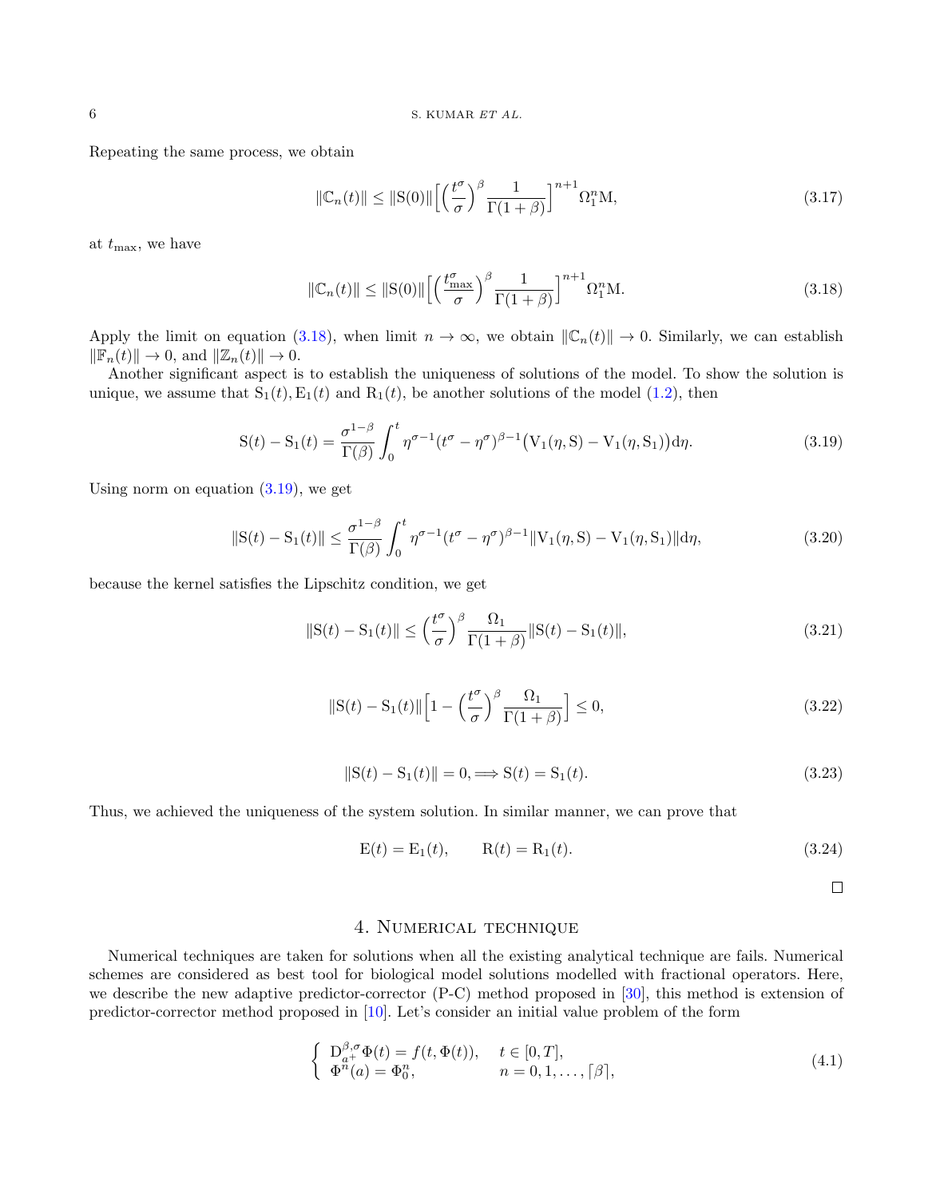Repeating the same process, we obtain

$$\|\mathbb{C}_n(t)\| \leq \|\mathrm{S}(0)\| \Big[ \Big(\frac{t^\sigma}{\sigma}\Big)^\beta \frac{1}{\Gamma(1+\beta)} \Big]^{n+1} \Omega_1^n \mathrm{M}, \tag{3.17}$$

at $t_{\max}$, we have

$$\|\mathbb{C}_n(t)\| \leq \|\mathrm{S}(0)\| \Big[ \Big(\frac{t_{\max}^\sigma}{\sigma}\Big)^\beta \frac{1}{\Gamma(1+\beta)} \Big]^{n+1} \Omega_1^n \mathrm{M}. \tag{3.18}$$

Apply the limit on equation (3.18), when limit $n \to \infty$, we obtain $\|\mathbb{C}_n(t)\| \to 0$. Similarly, we can establish $\|\mathbb{F}_n(t)\| \to 0$, and $\|\mathbb{Z}_n(t)\| \to 0$.

Another significant aspect is to establish the uniqueness of solutions of the model. To show the solution is unique, we assume that $\mathrm{S}_1(t), \mathrm{E}_1(t)$ and $\mathrm{R}_1(t)$, be another solutions of the model (1.2), then

$$\mathrm{S}(t) - \mathrm{S}_1(t) = \frac{\sigma^{1-\beta}}{\Gamma(\beta)} \int_0^t \eta^{\sigma-1}(t^\sigma - \eta^\sigma)^{\beta-1} \big(\mathrm{V}_1(\eta, \mathrm{S}) - \mathrm{V}_1(\eta, \mathrm{S}_1)\big) \mathrm{d}\eta. \tag{3.19}$$

Using norm on equation (3.19), we get

$$\|\mathrm{S}(t) - \mathrm{S}_1(t)\| \leq \frac{\sigma^{1-\beta}}{\Gamma(\beta)} \int_0^t \eta^{\sigma-1}(t^\sigma - \eta^\sigma)^{\beta-1} \|\mathrm{V}_1(\eta, \mathrm{S}) - \mathrm{V}_1(\eta, \mathrm{S}_1)\| \mathrm{d}\eta, \tag{3.20}$$

because the kernel satisfies the Lipschitz condition, we get

$$\|\mathrm{S}(t) - \mathrm{S}_1(t)\| \leq \Big(\frac{t^\sigma}{\sigma}\Big)^\beta \frac{\Omega_1}{\Gamma(1+\beta)} \|\mathrm{S}(t) - \mathrm{S}_1(t)\|, \tag{3.21}$$

$$\|\mathrm{S}(t) - \mathrm{S}_1(t)\| \Big[ 1 - \Big(\frac{t^\sigma}{\sigma}\Big)^\beta \frac{\Omega_1}{\Gamma(1+\beta)} \Big] \leq 0, \tag{3.22}$$

$$\|\mathrm{S}(t) - \mathrm{S}_1(t)\| = 0, \Longrightarrow \mathrm{S}(t) = \mathrm{S}_1(t). \tag{3.23}$$

Thus, we achieved the uniqueness of the system solution. In similar manner, we can prove that

$$\mathrm{E}(t) = \mathrm{E}_1(t), \qquad \mathrm{R}(t) = \mathrm{R}_1(t). \tag{3.24}$$

□

## 4. Numerical technique

Numerical techniques are taken for solutions when all the existing analytical technique are fails. Numerical schemes are considered as best tool for biological model solutions modelled with fractional operators. Here, we describe the new adaptive predictor-corrector (P-C) method proposed in [30], this method is extension of predictor-corrector method proposed in [10]. Let's consider an initial value problem of the form

$$\begin{cases} \mathrm{D}_{a^+}^{\beta,\sigma} \Phi(t) = f(t, \Phi(t)), & t \in [0, T], \\ \Phi^n(a) = \Phi_0^n, & n = 0, 1, \ldots, \lceil \beta \rceil, \end{cases} \tag{4.1}$$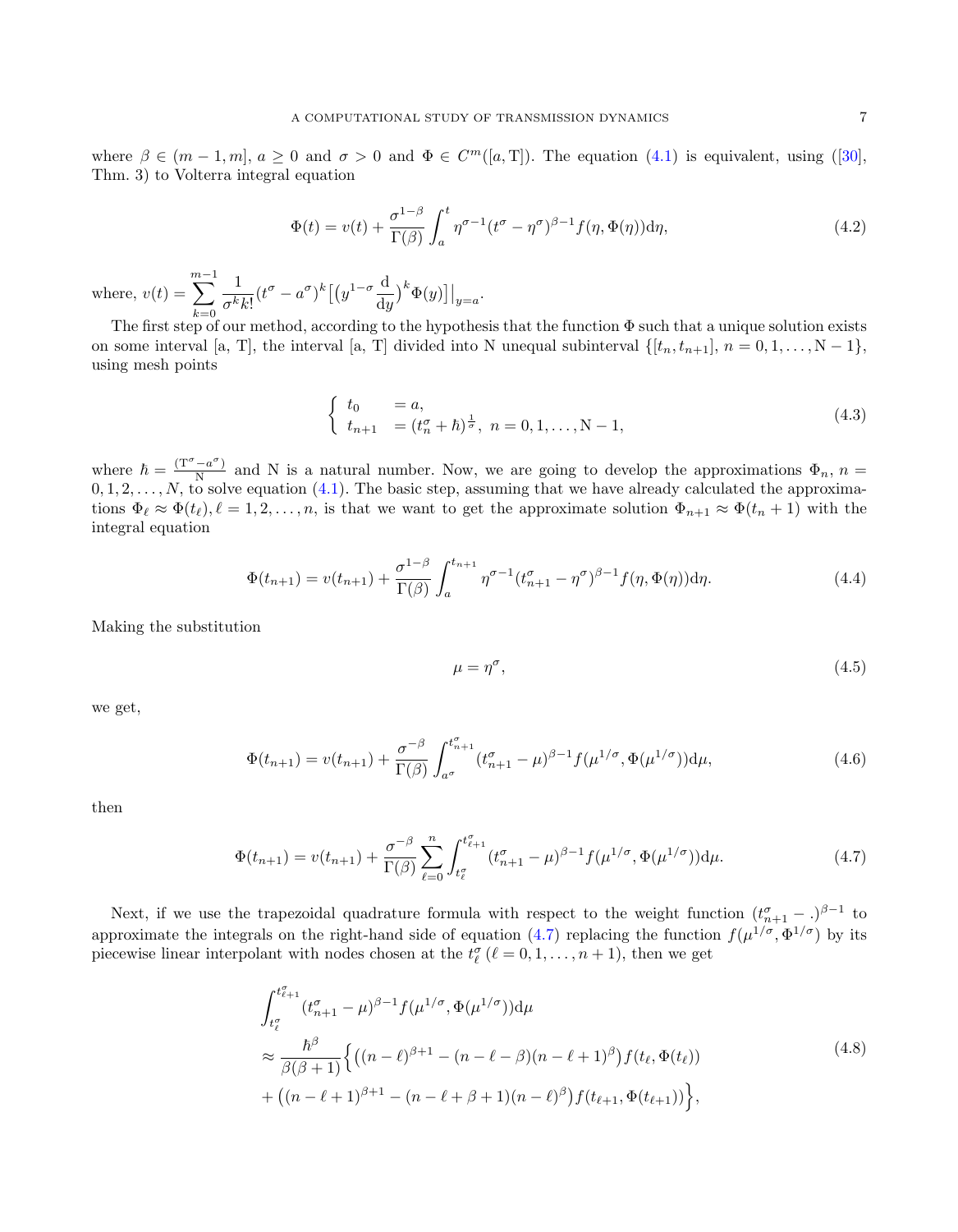where $\beta \in (m-1, m]$, $a \geq 0$ and $\sigma > 0$ and $\Phi \in C^m([a, \mathrm{T}])$. The equation (4.1) is equivalent, using ([30], Thm. 3) to Volterra integral equation

$$\Phi(t) = v(t) + \frac{\sigma^{1-\beta}}{\Gamma(\beta)} \int_a^t \eta^{\sigma-1}(t^\sigma - \eta^\sigma)^{\beta-1} f(\eta, \Phi(\eta)) \mathrm{d}\eta, \tag{4.2}$$

where, $v(t) = \displaystyle\sum_{k=0}^{m-1} \frac{1}{\sigma^k k!}(t^\sigma - a^\sigma)^k \big[\big(y^{1-\sigma}\frac{\mathrm{d}}{\mathrm{d}y}\big)^k \Phi(y)\big]\big|_{y=a}$.

The first step of our method, according to the hypothesis that the function $\Phi$ such that a unique solution exists on some interval [a, T], the interval [a, T] divided into N unequal subinterval $\{[t_n, t_{n+1}], n = 0, 1, \ldots, \mathrm{N}-1\}$, using mesh points

$$\begin{cases} t_0 &= a, \\ t_{n+1} &= (t_n^\sigma + \hbar)^{\frac{1}{\sigma}}, \ n = 0, 1, \ldots, \mathrm{N}-1, \end{cases} \tag{4.3}$$

where $\hbar = \frac{(\mathrm{T}^\sigma - a^\sigma)}{\mathrm{N}}$ and N is a natural number. Now, we are going to develop the approximations $\Phi_n$, $n = 0, 1, 2, \ldots, N$, to solve equation (4.1). The basic step, assuming that we have already calculated the approximations $\Phi_\ell \approx \Phi(t_\ell), \ell = 1, 2, \ldots, n$, is that we want to get the approximate solution $\Phi_{n+1} \approx \Phi(t_n + 1)$ with the integral equation

$$\Phi(t_{n+1}) = v(t_{n+1}) + \frac{\sigma^{1-\beta}}{\Gamma(\beta)} \int_a^{t_{n+1}} \eta^{\sigma-1}(t_{n+1}^\sigma - \eta^\sigma)^{\beta-1} f(\eta, \Phi(\eta)) \mathrm{d}\eta. \tag{4.4}$$

Making the substitution

$$\mu = \eta^\sigma, \tag{4.5}$$

we get,

$$\Phi(t_{n+1}) = v(t_{n+1}) + \frac{\sigma^{-\beta}}{\Gamma(\beta)} \int_{a^\sigma}^{t_{n+1}^\sigma} (t_{n+1}^\sigma - \mu)^{\beta-1} f(\mu^{1/\sigma}, \Phi(\mu^{1/\sigma})) \mathrm{d}\mu, \tag{4.6}$$

then

$$\Phi(t_{n+1}) = v(t_{n+1}) + \frac{\sigma^{-\beta}}{\Gamma(\beta)} \sum_{\ell=0}^{n} \int_{t_\ell^\sigma}^{t_{\ell+1}^\sigma} (t_{n+1}^\sigma - \mu)^{\beta-1} f(\mu^{1/\sigma}, \Phi(\mu^{1/\sigma})) \mathrm{d}\mu. \tag{4.7}$$

Next, if we use the trapezoidal quadrature formula with respect to the weight function $(t_{n+1}^\sigma - .)^{\beta-1}$ to approximate the integrals on the right-hand side of equation (4.7) replacing the function $f(\mu^{1/\sigma}, \Phi^{1/\sigma})$ by its piecewise linear interpolant with nodes chosen at the $t_\ell^\sigma$ ($\ell = 0, 1, \ldots, n+1$), then we get

$$\begin{aligned} &\int_{t_\ell^\sigma}^{t_{\ell+1}^\sigma} (t_{n+1}^\sigma - \mu)^{\beta-1} f(\mu^{1/\sigma}, \Phi(\mu^{1/\sigma})) \mathrm{d}\mu \\ &\approx \frac{\hbar^\beta}{\beta(\beta+1)} \Big\{ \big((n-\ell)^{\beta+1} - (n-\ell-\beta)(n-\ell+1)^\beta\big) f(t_\ell, \Phi(t_\ell)) \\ &+ \big((n-\ell+1)^{\beta+1} - (n-\ell+\beta+1)(n-\ell)^\beta\big) f(t_{\ell+1}, \Phi(t_{\ell+1})) \Big\}, \end{aligned} \tag{4.8}$$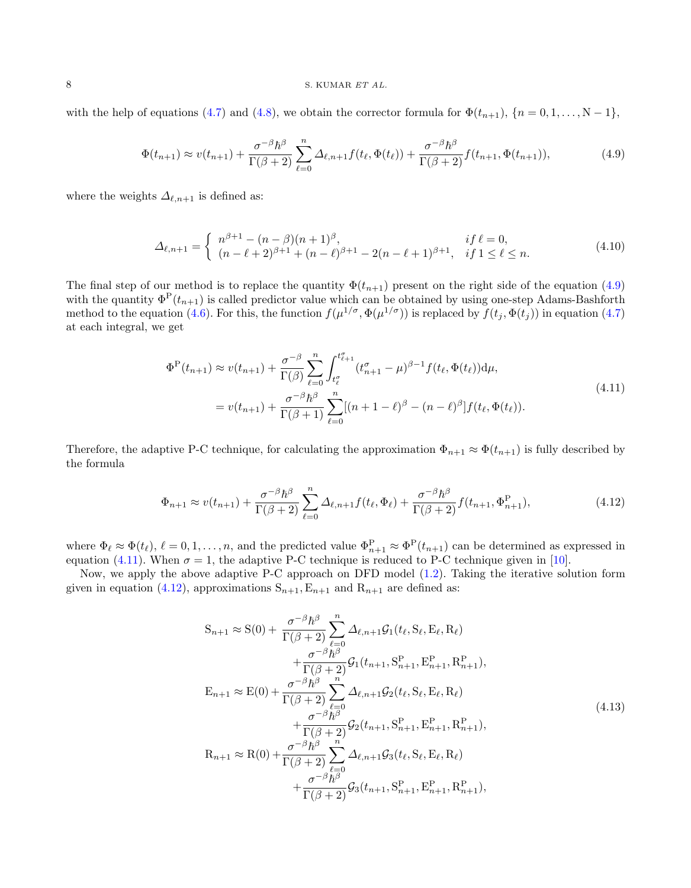with the help of equations (4.7) and (4.8), we obtain the corrector formula for $\Phi(t_{n+1})$, $\{n = 0, 1, \dots, \mathrm{N}-1\}$,

$$
\Phi(t_{n+1}) \approx v(t_{n+1}) + \frac{\sigma^{-\beta}\hbar^{\beta}}{\Gamma(\beta+2)} \sum_{\ell=0}^{n} \mathit{\Delta}_{\ell,n+1} f(t_{\ell}, \Phi(t_{\ell})) + \frac{\sigma^{-\beta}\hbar^{\beta}}{\Gamma(\beta+2)} f(t_{n+1}, \Phi(t_{n+1})), \tag{4.9}
$$

where the weights $\mathit{\Delta}_{\ell,n+1}$ is defined as:

$$
\mathit{\Delta}_{\ell,n+1} = \begin{cases} n^{\beta+1} - (n-\beta)(n+1)^{\beta}, & if\ \ell = 0, \\ (n-\ell+2)^{\beta+1} + (n-\ell)^{\beta+1} - 2(n-\ell+1)^{\beta+1}, & if\ 1 \leq \ell \leq n. \end{cases} \tag{4.10}
$$

The final step of our method is to replace the quantity $\Phi(t_{n+1})$ present on the right side of the equation (4.9) with the quantity $\Phi^{\mathrm{P}}(t_{n+1})$ is called predictor value which can be obtained by using one-step Adams-Bashforth method to the equation (4.6). For this, the function $f(\mu^{1/\sigma}, \Phi(\mu^{1/\sigma}))$ is replaced by $f(t_j, \Phi(t_j))$ in equation (4.7) at each integral, we get

$$
\begin{aligned}
\Phi^{\mathrm{P}}(t_{n+1}) &\approx v(t_{n+1}) + \frac{\sigma^{-\beta}}{\Gamma(\beta)} \sum_{\ell=0}^{n} \int_{t_{\ell}^{\sigma}}^{t_{\ell+1}^{\sigma}} (t_{n+1}^{\sigma} - \mu)^{\beta-1} f(t_{\ell}, \Phi(t_{\ell})) \mathrm{d}\mu, \\
&= v(t_{n+1}) + \frac{\sigma^{-\beta}\hbar^{\beta}}{\Gamma(\beta+1)} \sum_{\ell=0}^{n} [(n+1-\ell)^{\beta} - (n-\ell)^{\beta}] f(t_{\ell}, \Phi(t_{\ell})).
\end{aligned} \tag{4.11}
$$

Therefore, the adaptive P-C technique, for calculating the approximation $\Phi_{n+1} \approx \Phi(t_{n+1})$ is fully described by the formula

$$
\Phi_{n+1} \approx v(t_{n+1}) + \frac{\sigma^{-\beta}\hbar^{\beta}}{\Gamma(\beta+2)} \sum_{\ell=0}^{n} \mathit{\Delta}_{\ell,n+1} f(t_{\ell}, \Phi_{\ell}) + \frac{\sigma^{-\beta}\hbar^{\beta}}{\Gamma(\beta+2)} f(t_{n+1}, \Phi_{n+1}^{\mathrm{P}}), \tag{4.12}
$$

where $\Phi_{\ell} \approx \Phi(t_{\ell})$, $\ell = 0, 1, \dots, n$, and the predicted value $\Phi_{n+1}^{\mathrm{P}} \approx \Phi^{\mathrm{P}}(t_{n+1})$ can be determined as expressed in equation (4.11). When $\sigma = 1$, the adaptive P-C technique is reduced to P-C technique given in [10].

Now, we apply the above adaptive P-C approach on DFD model (1.2). Taking the iterative solution form given in equation (4.12), approximations $\mathrm{S}_{n+1}, \mathrm{E}_{n+1}$ and $\mathrm{R}_{n+1}$ are defined as:

$$
\begin{aligned}
\mathrm{S}_{n+1} \approx \mathrm{S}(0) &+ \frac{\sigma^{-\beta}\hbar^{\beta}}{\Gamma(\beta+2)} \sum_{\ell=0}^{n} \mathit{\Delta}_{\ell,n+1} \mathcal{G}_1(t_{\ell}, \mathrm{S}_{\ell}, \mathrm{E}_{\ell}, \mathrm{R}_{\ell}) \\
&+ \frac{\sigma^{-\beta}\hbar^{\beta}}{\Gamma(\beta+2)} \mathcal{G}_1(t_{n+1}, \mathrm{S}_{n+1}^{\mathrm{P}}, \mathrm{E}_{n+1}^{\mathrm{P}}, \mathrm{R}_{n+1}^{\mathrm{P}}), \\
\mathrm{E}_{n+1} \approx \mathrm{E}(0) &+ \frac{\sigma^{-\beta}\hbar^{\beta}}{\Gamma(\beta+2)} \sum_{\ell=0}^{n} \mathit{\Delta}_{\ell,n+1} \mathcal{G}_2(t_{\ell}, \mathrm{S}_{\ell}, \mathrm{E}_{\ell}, \mathrm{R}_{\ell}) \\
&+ \frac{\sigma^{-\beta}\hbar^{\beta}}{\Gamma(\beta+2)} \mathcal{G}_2(t_{n+1}, \mathrm{S}_{n+1}^{\mathrm{P}}, \mathrm{E}_{n+1}^{\mathrm{P}}, \mathrm{R}_{n+1}^{\mathrm{P}}), \\
\mathrm{R}_{n+1} \approx \mathrm{R}(0) &+ \frac{\sigma^{-\beta}\hbar^{\beta}}{\Gamma(\beta+2)} \sum_{\ell=0}^{n} \mathit{\Delta}_{\ell,n+1} \mathcal{G}_3(t_{\ell}, \mathrm{S}_{\ell}, \mathrm{E}_{\ell}, \mathrm{R}_{\ell}) \\
&+ \frac{\sigma^{-\beta}\hbar^{\beta}}{\Gamma(\beta+2)} \mathcal{G}_3(t_{n+1}, \mathrm{S}_{n+1}^{\mathrm{P}}, \mathrm{E}_{n+1}^{\mathrm{P}}, \mathrm{R}_{n+1}^{\mathrm{P}}),
\end{aligned} \tag{4.13}
$$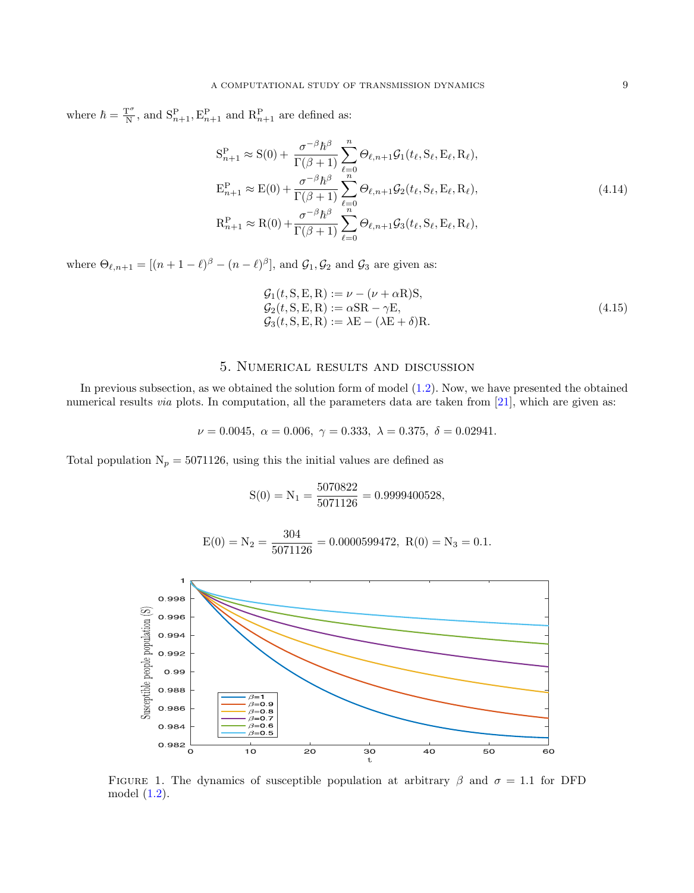where $\hbar = \frac{\mathrm{T}^{\sigma}}{\mathrm{N}}$, and $\mathrm{S}^{\mathrm{P}}_{n+1}, \mathrm{E}^{\mathrm{P}}_{n+1}$ and $\mathrm{R}^{\mathrm{P}}_{n+1}$ are defined as:

$$
\begin{aligned}
\mathrm{S}^{\mathrm{P}}_{n+1} &\approx \mathrm{S}(0) + \frac{\sigma^{-\beta}\hbar^{\beta}}{\Gamma(\beta+1)} \sum_{\ell=0}^{n} \Theta_{\ell,n+1} \mathcal{G}_1(t_\ell, \mathrm{S}_\ell, \mathrm{E}_\ell, \mathrm{R}_\ell), \\
\mathrm{E}^{\mathrm{P}}_{n+1} &\approx \mathrm{E}(0) + \frac{\sigma^{-\beta}\hbar^{\beta}}{\Gamma(\beta+1)} \sum_{\ell=0}^{n} \Theta_{\ell,n+1} \mathcal{G}_2(t_\ell, \mathrm{S}_\ell, \mathrm{E}_\ell, \mathrm{R}_\ell), \\
\mathrm{R}^{\mathrm{P}}_{n+1} &\approx \mathrm{R}(0) + \frac{\sigma^{-\beta}\hbar^{\beta}}{\Gamma(\beta+1)} \sum_{\ell=0}^{n} \Theta_{\ell,n+1} \mathcal{G}_3(t_\ell, \mathrm{S}_\ell, \mathrm{E}_\ell, \mathrm{R}_\ell),
\end{aligned}
\tag{4.14}
$$

where $\Theta_{\ell,n+1} = [(n+1-\ell)^{\beta} - (n-\ell)^{\beta}]$, and $\mathcal{G}_1, \mathcal{G}_2$ and $\mathcal{G}_3$ are given as:

$$
\begin{aligned}
\mathcal{G}_1(t, \mathrm{S}, \mathrm{E}, \mathrm{R}) &:= \nu - (\nu + \alpha\mathrm{R})\mathrm{S}, \\
\mathcal{G}_2(t, \mathrm{S}, \mathrm{E}, \mathrm{R}) &:= \alpha\mathrm{S}\mathrm{R} - \gamma\mathrm{E}, \\
\mathcal{G}_3(t, \mathrm{S}, \mathrm{E}, \mathrm{R}) &:= \lambda\mathrm{E} - (\lambda\mathrm{E} + \delta)\mathrm{R}.
\end{aligned}
\tag{4.15}
$$

## 5. Numerical results and discussion

In previous subsection, as we obtained the solution form of model (1.2). Now, we have presented the obtained numerical results *via* plots. In computation, all the parameters data are taken from [21], which are given as:

$$\nu = 0.0045, \ \alpha = 0.006, \ \gamma = 0.333, \ \lambda = 0.375, \ \delta = 0.02941.$$

Total population $\mathrm{N}_p = 5071126$, using this the initial values are defined as

$$\mathrm{S}(0) = \mathrm{N}_1 = \frac{5070822}{5071126} = 0.9999400528,$$

$$\mathrm{E}(0) = \mathrm{N}_2 = \frac{304}{5071126} = 0.0000599472, \ \mathrm{R}(0) = \mathrm{N}_3 = 0.1.$$

Figure 1. The dynamics of susceptible population at arbitrary $\beta$ and $\sigma = 1.1$ for DFD model (1.2).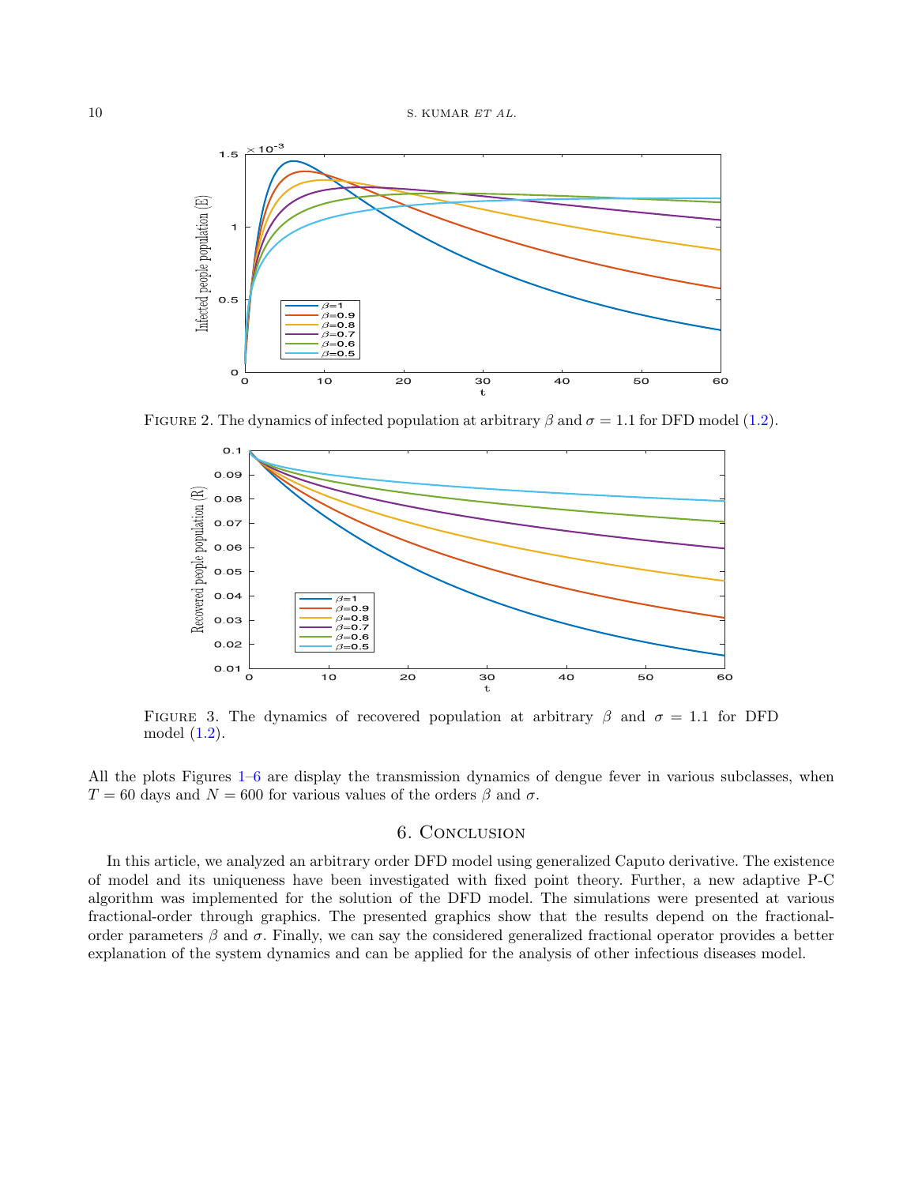FIGURE 2. The dynamics of infected population at arbitrary $\beta$ and $\sigma = 1.1$ for DFD model (1.2).

FIGURE 3. The dynamics of recovered population at arbitrary $\beta$ and $\sigma = 1.1$ for DFD model (1.2).

All the plots Figures 1–6 are display the transmission dynamics of dengue fever in various subclasses, when $T = 60$ days and $N = 600$ for various values of the orders $\beta$ and $\sigma$.

## 6. CONCLUSION

In this article, we analyzed an arbitrary order DFD model using generalized Caputo derivative. The existence of model and its uniqueness have been investigated with fixed point theory. Further, a new adaptive P-C algorithm was implemented for the solution of the DFD model. The simulations were presented at various fractional-order through graphics. The presented graphics show that the results depend on the fractional-order parameters $\beta$ and $\sigma$. Finally, we can say the considered generalized fractional operator provides a better explanation of the system dynamics and can be applied for the analysis of other infectious diseases model.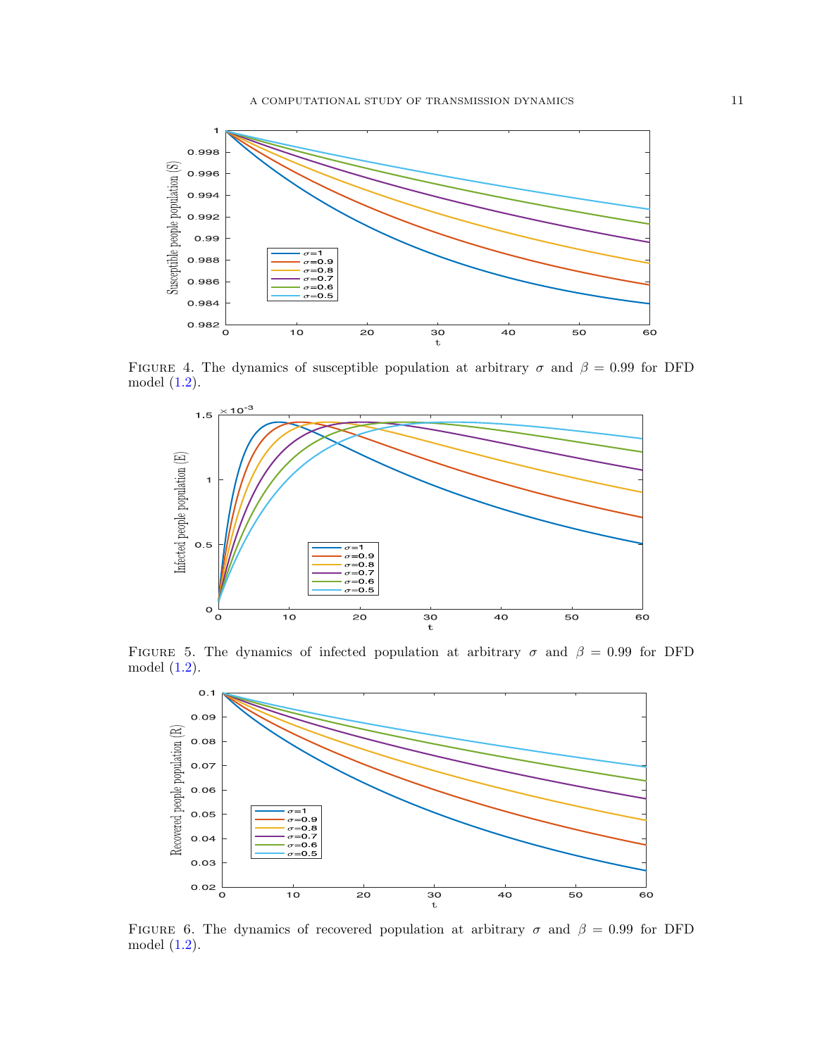FIGURE 4. The dynamics of susceptible population at arbitrary $\sigma$ and $\beta = 0.99$ for DFD model (1.2).

FIGURE 5. The dynamics of infected population at arbitrary $\sigma$ and $\beta = 0.99$ for DFD model (1.2).

FIGURE 6. The dynamics of recovered population at arbitrary $\sigma$ and $\beta = 0.99$ for DFD model (1.2).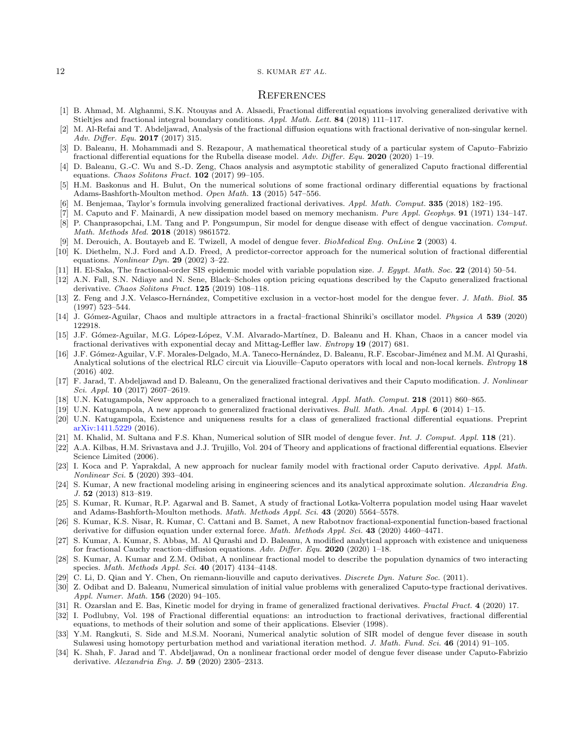## References

[1] B. Ahmad, M. Alghanmi, S.K. Ntouyas and A. Alsaedi, Fractional differential equations involving generalized derivative with Stieltjes and fractional integral boundary conditions. *Appl. Math. Lett.* **84** (2018) 111–117.

[2] M. Al-Refai and T. Abdeljawad, Analysis of the fractional diffusion equations with fractional derivative of non-singular kernel. *Adv. Differ. Equ.* **2017** (2017) 315.

[3] D. Baleanu, H. Mohammadi and S. Rezapour, A mathematical theoretical study of a particular system of Caputo–Fabrizio fractional differential equations for the Rubella disease model. *Adv. Differ. Equ.* **2020** (2020) 1–19.

[4] D. Baleanu, G.-C. Wu and S.-D. Zeng, Chaos analysis and asymptotic stability of generalized Caputo fractional differential equations. *Chaos Solitons Fract.* **102** (2017) 99–105.

[5] H.M. Baskonus and H. Bulut, On the numerical solutions of some fractional ordinary differential equations by fractional Adams-Bashforth-Moulton method. *Open Math.* **13** (2015) 547–556.

[6] M. Benjemaa, Taylor's formula involving generalized fractional derivatives. *Appl. Math. Comput.* **335** (2018) 182–195.

[7] M. Caputo and F. Mainardi, A new dissipation model based on memory mechanism. *Pure Appl. Geophys.* **91** (1971) 134–147.

[8] P. Chanprasopchai, I.M. Tang and P. Pongsumpun, Sir model for dengue disease with effect of dengue vaccination. *Comput. Math. Methods Med.* **2018** (2018) 9861572.

[9] M. Derouich, A. Boutayeb and E. Twizell, A model of dengue fever. *BioMedical Eng. OnLine* **2** (2003) 4.

[10] K. Diethelm, N.J. Ford and A.D. Freed, A predictor-corrector approach for the numerical solution of fractional differential equations. *Nonlinear Dyn.* **29** (2002) 3–22.

[11] H. El-Saka, The fractional-order SIS epidemic model with variable population size. *J. Egypt. Math. Soc.* **22** (2014) 50–54.

[12] A.N. Fall, S.N. Ndiaye and N. Sene, Black–Scholes option pricing equations described by the Caputo generalized fractional derivative. *Chaos Solitons Fract.* **125** (2019) 108–118.

[13] Z. Feng and J.X. Velasco-Hernández, Competitive exclusion in a vector-host model for the dengue fever. *J. Math. Biol.* **35** (1997) 523–544.

[14] J. Gómez-Aguilar, Chaos and multiple attractors in a fractal–fractional Shinriki's oscillator model. *Physica A* **539** (2020) 122918.

[15] J.F. Gómez-Aguilar, M.G. López-López, V.M. Alvarado-Martínez, D. Baleanu and H. Khan, Chaos in a cancer model via fractional derivatives with exponential decay and Mittag-Leffler law. *Entropy* **19** (2017) 681.

[16] J.F. Gómez-Aguilar, V.F. Morales-Delgado, M.A. Taneco-Hernández, D. Baleanu, R.F. Escobar-Jiménez and M.M. Al Qurashi, Analytical solutions of the electrical RLC circuit via Liouville–Caputo operators with local and non-local kernels. *Entropy* **18** (2016) 402.

[17] F. Jarad, T. Abdeljawad and D. Baleanu, On the generalized fractional derivatives and their Caputo modification. *J. Nonlinear Sci. Appl.* **10** (2017) 2607–2619.

[18] U.N. Katugampola, New approach to a generalized fractional integral. *Appl. Math. Comput.* **218** (2011) 860–865.

[19] U.N. Katugampola, A new approach to generalized fractional derivatives. *Bull. Math. Anal. Appl.* **6** (2014) 1–15.

[20] U.N. Katugampola, Existence and uniqueness results for a class of generalized fractional differential equations. Preprint arXiv:1411.5229 (2016).

[21] M. Khalid, M. Sultana and F.S. Khan, Numerical solution of SIR model of dengue fever. *Int. J. Comput. Appl.* **118** (21).

[22] A.A. Kilbas, H.M. Srivastava and J.J. Trujillo, Vol. 204 of Theory and applications of fractional differential equations. Elsevier Science Limited (2006).

[23] I. Koca and P. Yaprakdal, A new approach for nuclear family model with fractional order Caputo derivative. *Appl. Math. Nonlinear Sci.* **5** (2020) 393–404.

[24] S. Kumar, A new fractional modeling arising in engineering sciences and its analytical approximate solution. *Alexandria Eng. J.* **52** (2013) 813–819.

[25] S. Kumar, R. Kumar, R.P. Agarwal and B. Samet, A study of fractional Lotka-Volterra population model using Haar wavelet and Adams-Bashforth-Moulton methods. *Math. Methods Appl. Sci.* **43** (2020) 5564–5578.

[26] S. Kumar, K.S. Nisar, R. Kumar, C. Cattani and B. Samet, A new Rabotnov fractional-exponential function-based fractional derivative for diffusion equation under external force. *Math. Methods Appl. Sci.* **43** (2020) 4460–4471.

[27] S. Kumar, A. Kumar, S. Abbas, M. Al Qurashi and D. Baleanu, A modified analytical approach with existence and uniqueness for fractional Cauchy reaction–diffusion equations. *Adv. Differ. Equ.* **2020** (2020) 1–18.

[28] S. Kumar, A. Kumar and Z.M. Odibat, A nonlinear fractional model to describe the population dynamics of two interacting species. *Math. Methods Appl. Sci.* **40** (2017) 4134–4148.

[29] C. Li, D. Qian and Y. Chen, On riemann-liouville and caputo derivatives. *Discrete Dyn. Nature Soc.* (2011).

[30] Z. Odibat and D. Baleanu, Numerical simulation of initial value problems with generalized Caputo-type fractional derivatives. *Appl. Numer. Math.* **156** (2020) 94–105.

[31] R. Ozarslan and E. Bas, Kinetic model for drying in frame of generalized fractional derivatives. *Fractal Fract.* **4** (2020) 17.

[32] I. Podlubny, Vol. 198 of Fractional differential equations: an introduction to fractional derivatives, fractional differential equations, to methods of their solution and some of their applications. Elsevier (1998).

[33] Y.M. Rangkuti, S. Side and M.S.M. Noorani, Numerical analytic solution of SIR model of dengue fever disease in south Sulawesi using homotopy perturbation method and variational iteration method. *J. Math. Fund. Sci.* **46** (2014) 91–105.

[34] K. Shah, F. Jarad and T. Abdeljawad, On a nonlinear fractional order model of dengue fever disease under Caputo-Fabrizio derivative. *Alexandria Eng. J.* **59** (2020) 2305–2313.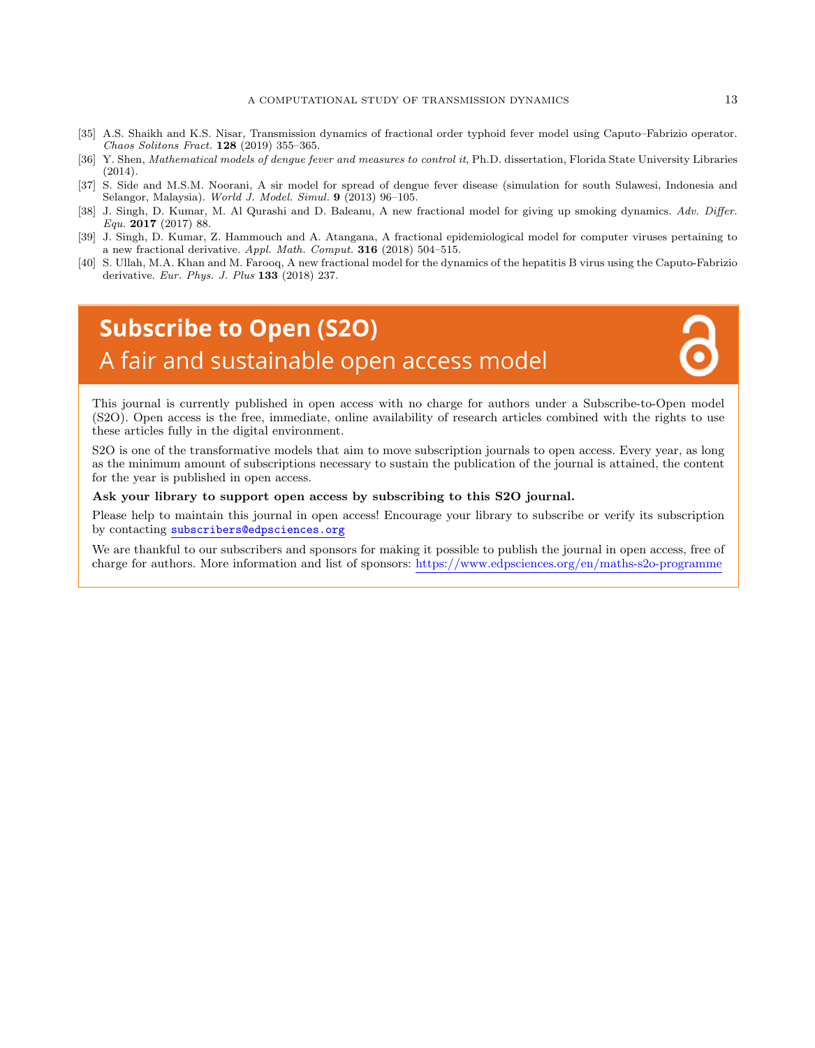[35] A.S. Shaikh and K.S. Nisar, Transmission dynamics of fractional order typhoid fever model using Caputo–Fabrizio operator. *Chaos Solitons Fract.* **128** (2019) 355–365.

[36] Y. Shen, *Mathematical models of dengue fever and measures to control it*, Ph.D. dissertation, Florida State University Libraries (2014).

[37] S. Side and M.S.M. Noorani, A sir model for spread of dengue fever disease (simulation for south Sulawesi, Indonesia and Selangor, Malaysia). *World J. Model. Simul.* **9** (2013) 96–105.

[38] J. Singh, D. Kumar, M. Al Qurashi and D. Baleanu, A new fractional model for giving up smoking dynamics. *Adv. Differ. Equ.* **2017** (2017) 88.

[39] J. Singh, D. Kumar, Z. Hammouch and A. Atangana, A fractional epidemiological model for computer viruses pertaining to a new fractional derivative. *Appl. Math. Comput.* **316** (2018) 504–515.

[40] S. Ullah, M.A. Khan and M. Farooq, A new fractional model for the dynamics of the hepatitis B virus using the Caputo-Fabrizio derivative. *Eur. Phys. J. Plus* **133** (2018) 237.

## Subscribe to Open (S2O)

### A fair and sustainable open access model

This journal is currently published in open access with no charge for authors under a Subscribe-to-Open model (S2O). Open access is the free, immediate, online availability of research articles combined with the rights to use these articles fully in the digital environment.

S2O is one of the transformative models that aim to move subscription journals to open access. Every year, as long as the minimum amount of subscriptions necessary to sustain the publication of the journal is attained, the content for the year is published in open access.

**Ask your library to support open access by subscribing to this S2O journal.**

Please help to maintain this journal in open access! Encourage your library to subscribe or verify its subscription by contacting subscribers@edpsciences.org

We are thankful to our subscribers and sponsors for making it possible to publish the journal in open access, free of charge for authors. More information and list of sponsors: https://www.edpsciences.org/en/maths-s2o-programme